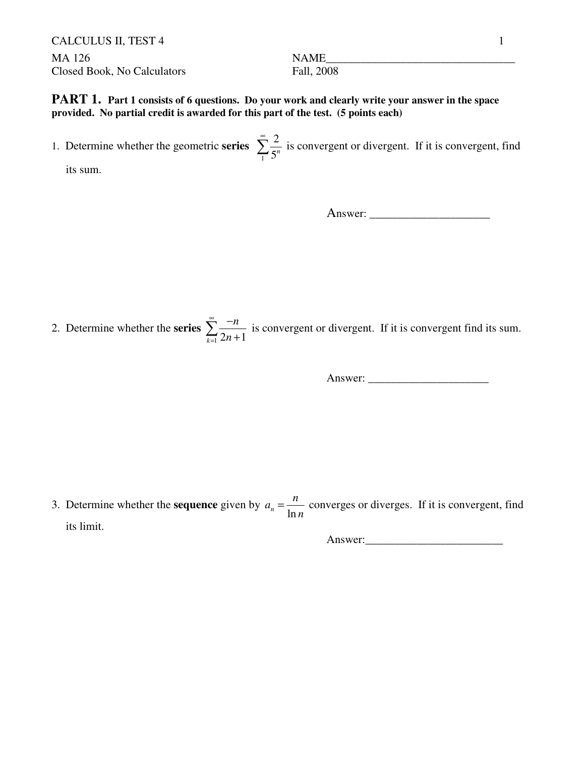CALCULUS II, TEST 4

MA 126 NAME_________________________________

Closed Book, No Calculators Fall, 2008

**PART 1.** **Part 1 consists of 6 questions. Do your work and clearly write your answer in the space provided. No partial credit is awarded for this part of the test. (5 points each)**

1. Determine whether the geometric **series** $\sum_{1}^{\infty} \frac{2}{5^n}$ is convergent or divergent. If it is convergent, find its sum.

Answer: ____________________

2. Determine whether the **series** $\sum_{k=1}^{\infty} \frac{-n}{2n+1}$ is convergent or divergent. If it is convergent find its sum.

Answer: ____________________

3. Determine whether the **sequence** given by $a_n = \frac{n}{\ln n}$ converges or diverges. If it is convergent, find its limit.

Answer:________________________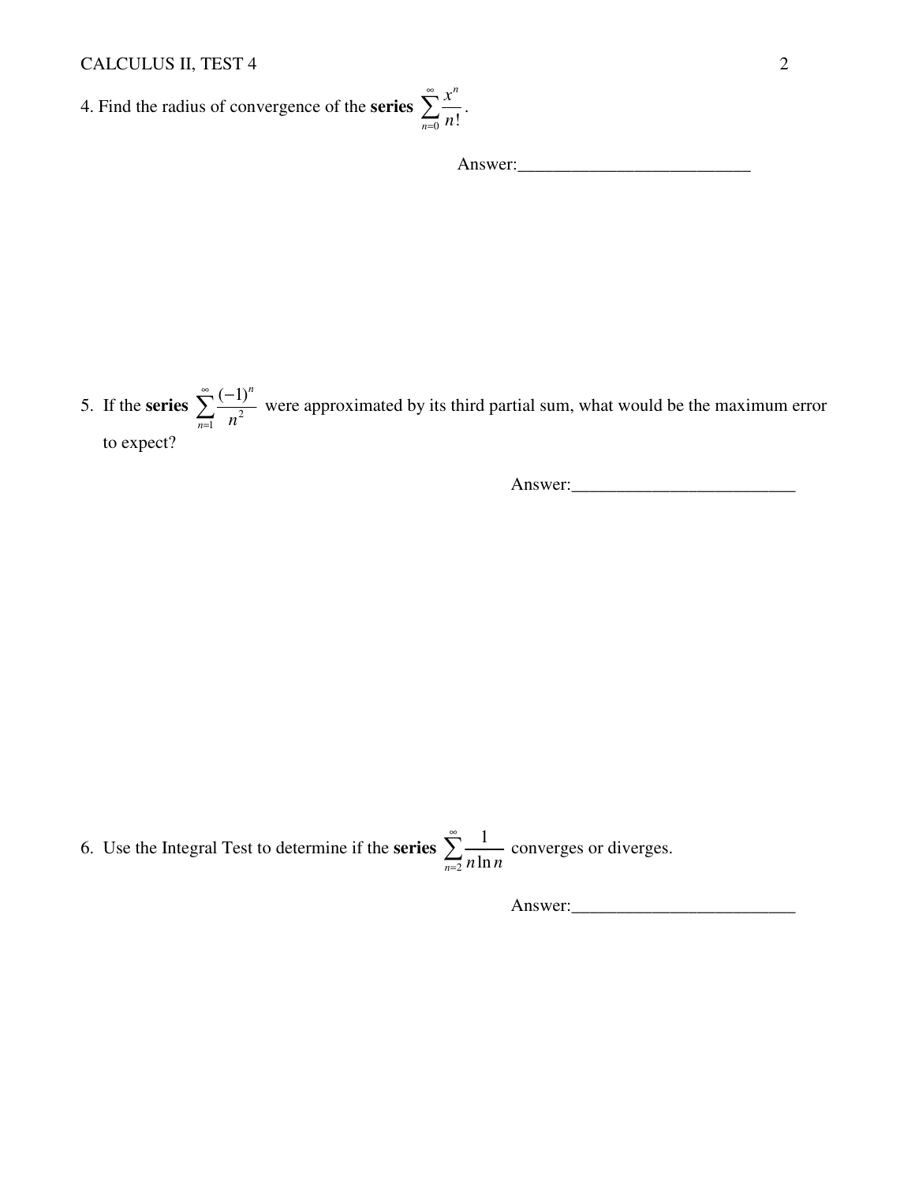4. Find the radius of convergence of the **series** $\sum_{n=0}^{\infty} \frac{x^n}{n!}$.

Answer:__________________________

5. If the **series** $\sum_{n=1}^{\infty} \frac{(-1)^n}{n^2}$ were approximated by its third partial sum, what would be the maximum error to expect?

Answer:_________________________

6. Use the Integral Test to determine if the **series** $\sum_{n=2}^{\infty} \frac{1}{n \ln n}$ converges or diverges.

Answer:_________________________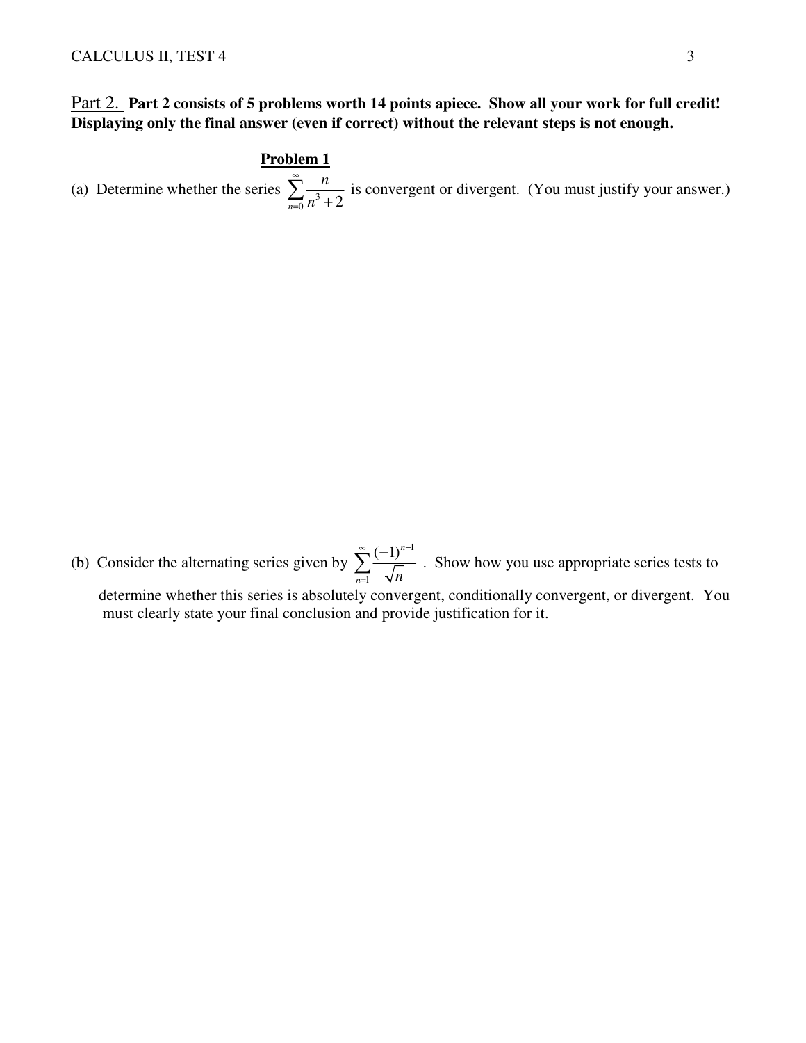Part 2. **Part 2 consists of 5 problems worth 14 points apiece. Show all your work for full credit! Displaying only the final answer (even if correct) without the relevant steps is not enough.**

## **Problem 1**

(a) Determine whether the series $\sum_{n=0}^{\infty} \frac{n}{n^3+2}$ is convergent or divergent. (You must justify your answer.)

(b) Consider the alternating series given by $\sum_{n=1}^{\infty} \frac{(-1)^{n-1}}{\sqrt{n}}$. Show how you use appropriate series tests to determine whether this series is absolutely convergent, conditionally convergent, or divergent. You must clearly state your final conclusion and provide justification for it.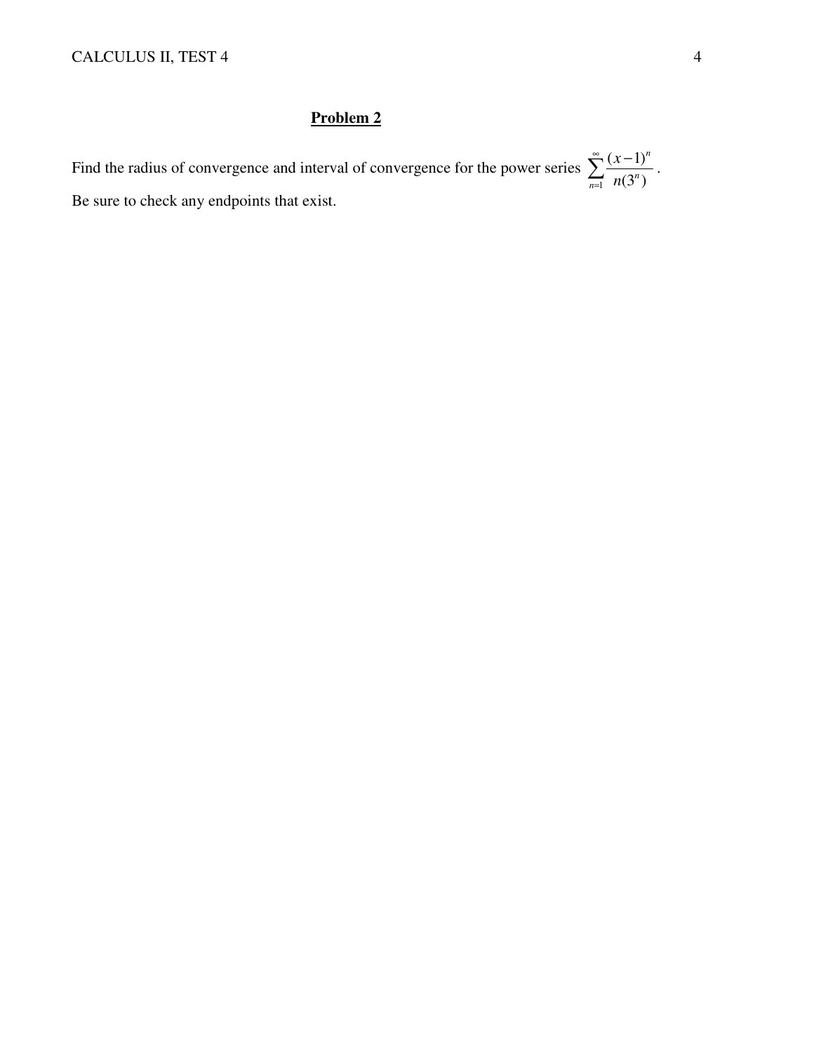## Problem 2

Find the radius of convergence and interval of convergence for the power series $\sum_{n=1}^{\infty} \frac{(x-1)^n}{n(3^n)}$.
Be sure to check any endpoints that exist.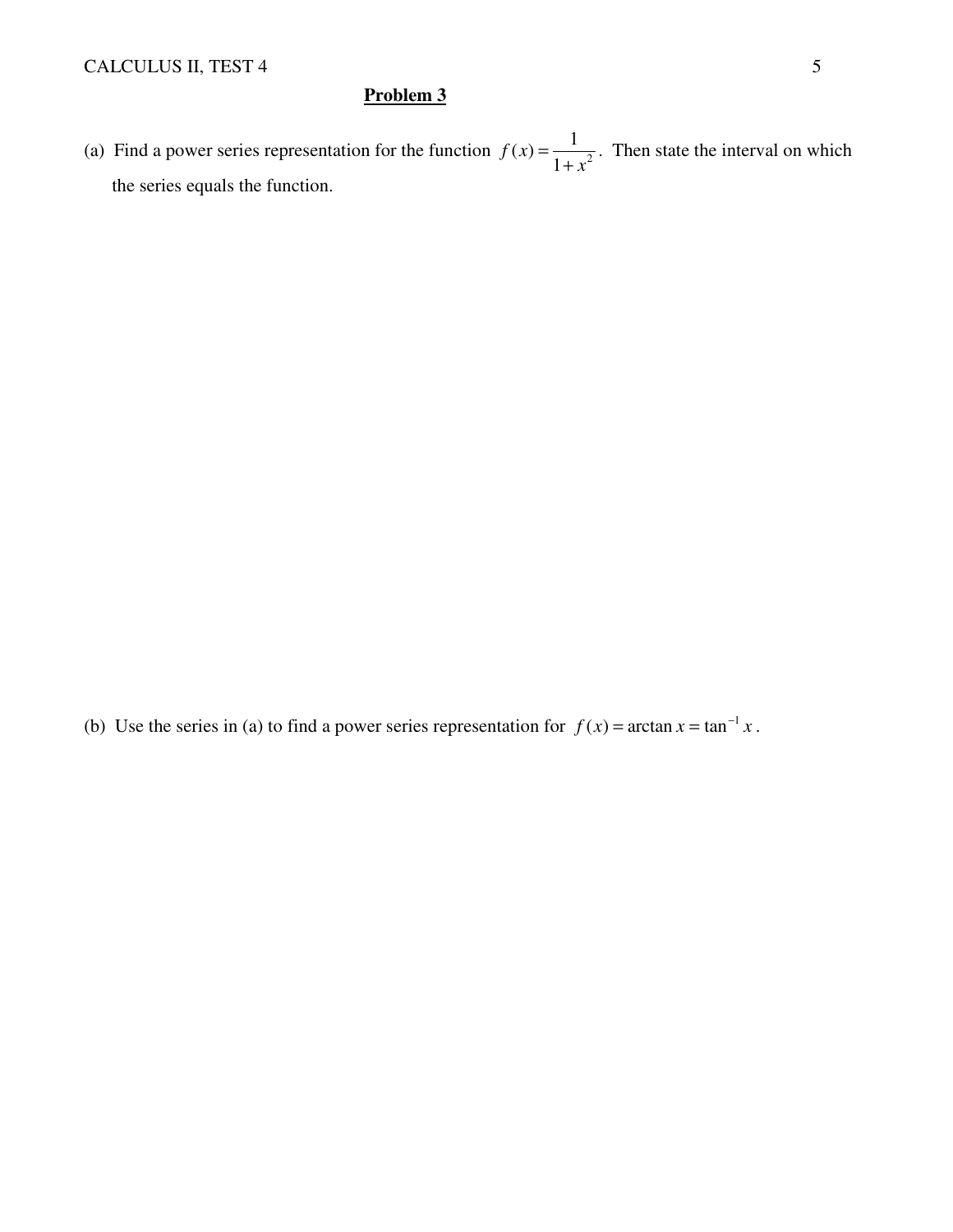## Problem 3

(a) Find a power series representation for the function $f(x) = \dfrac{1}{1+x^2}$. Then state the interval on which the series equals the function.

(b) Use the series in (a) to find a power series representation for $f(x) = \arctan x = \tan^{-1} x$.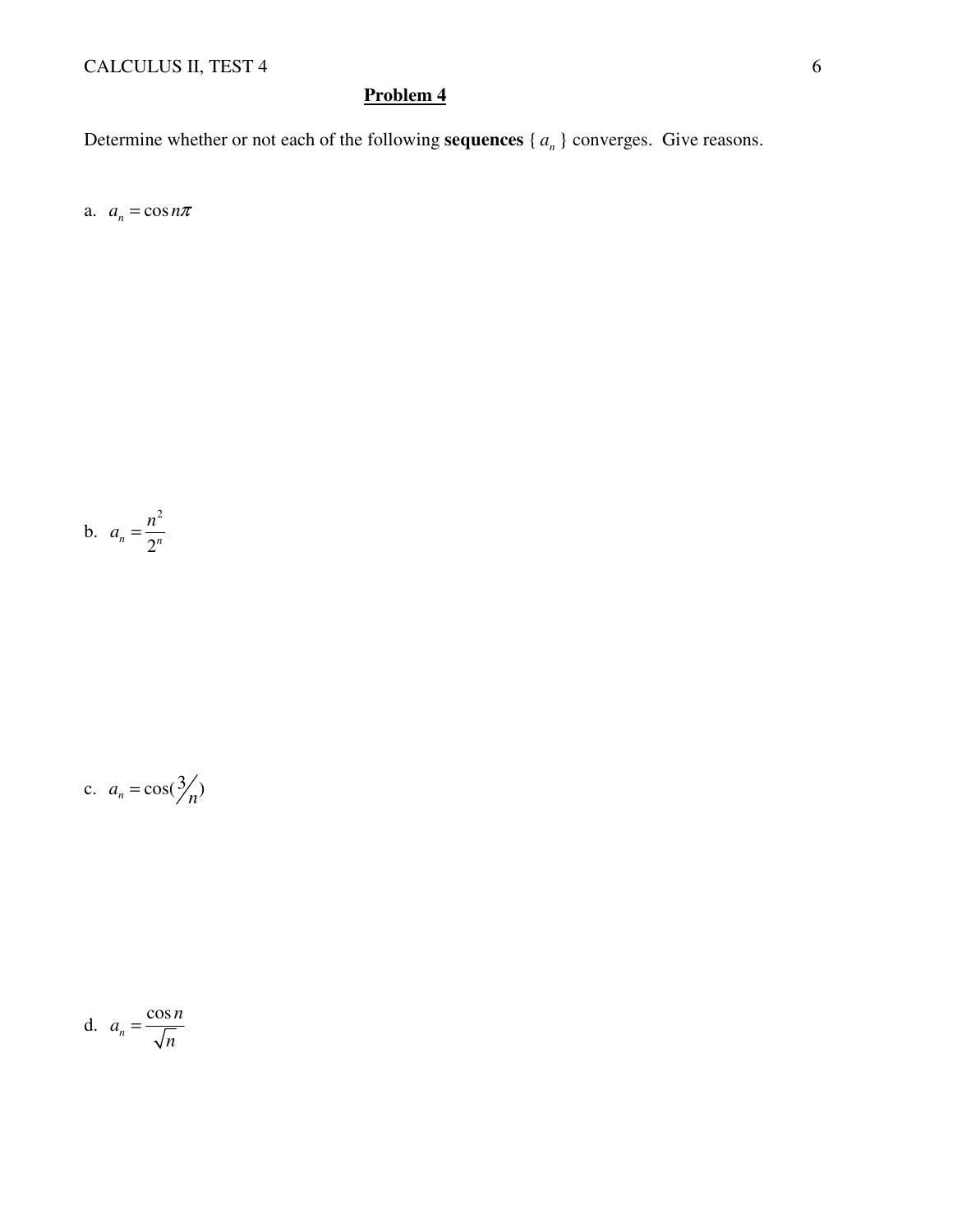## Problem 4

Determine whether or not each of the following **sequences** $\{ a_n \}$ converges. Give reasons.

a. $a_n = \cos n\pi$

b. $a_n = \dfrac{n^2}{2^n}$

c. $a_n = \cos(3/n)$

d. $a_n = \dfrac{\cos n}{\sqrt{n}}$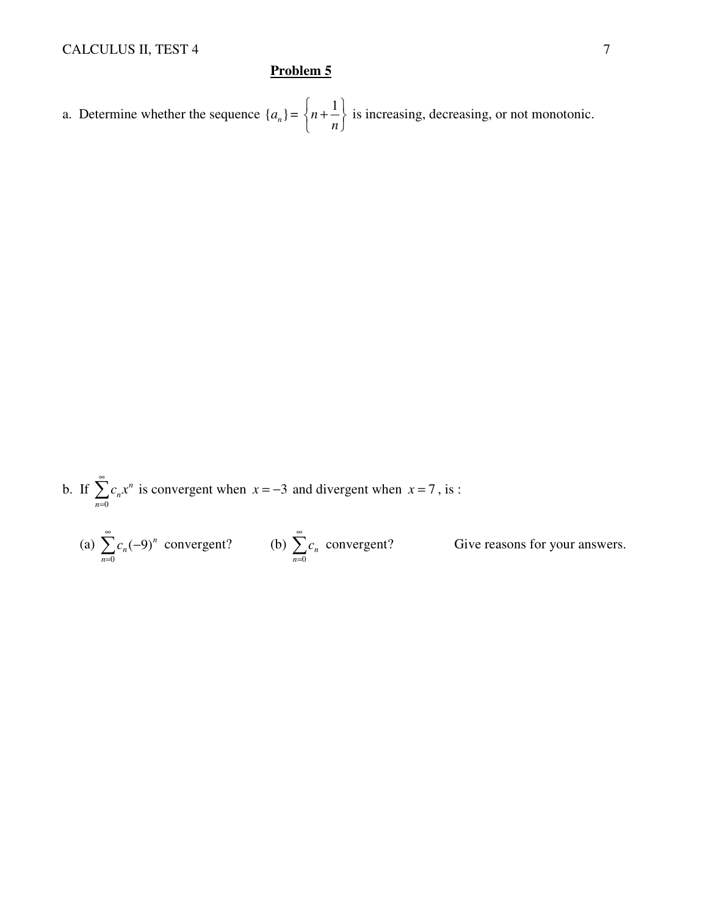## Problem 5

a. Determine whether the sequence $\{a_n\} = \left\{ n + \frac{1}{n} \right\}$ is increasing, decreasing, or not monotonic.

b. If $\sum_{n=0}^{\infty} c_n x^n$ is convergent when $x = -3$ and divergent when $x = 7$, is :

(a) $\sum_{n=0}^{\infty} c_n (-9)^n$ convergent? (b) $\sum_{n=0}^{\infty} c_n$ convergent? Give reasons for your answers.